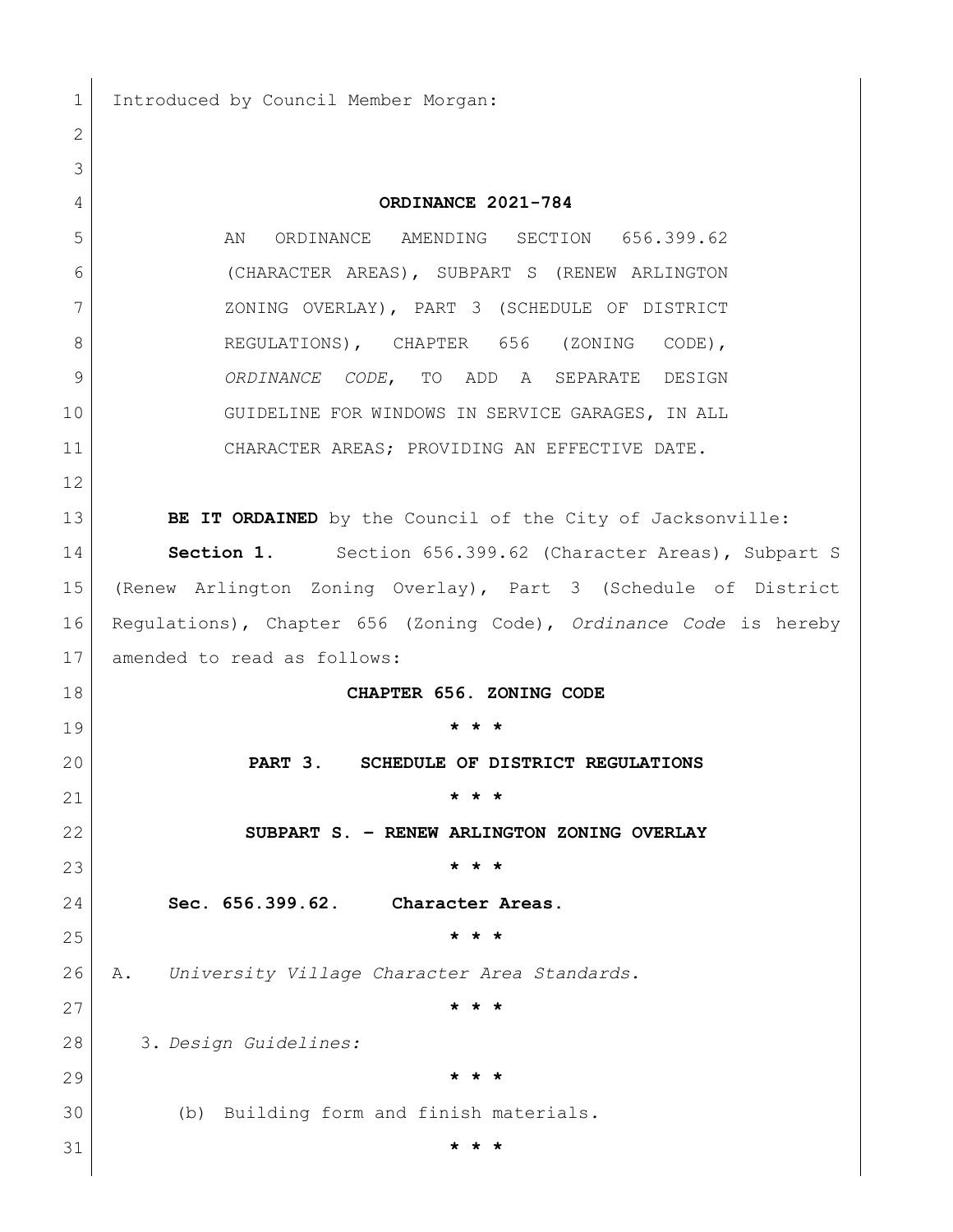Introduced by Council Member Morgan:

**ORDINANCE 2021-784**

AN ORDINANCE AMENDING SECTION 656.399.62 (CHARACTER AREAS), SUBPART S (RENEW ARLINGTON ZONING OVERLAY), PART 3 (SCHEDULE OF DISTRICT REGULATIONS), CHAPTER 656 (ZONING CODE), *ORDINANCE CODE*, TO ADD A SEPARATE DESIGN GUIDELINE FOR WINDOWS IN SERVICE GARAGES, IN ALL CHARACTER AREAS; PROVIDING AN EFFECTIVE DATE.

**BE IT ORDAINED** by the Council of the City of Jacksonville:

**Section 1.** Section 656.399.62 (Character Areas), Subpart S (Renew Arlington Zoning Overlay), Part 3 (Schedule of District Regulations), Chapter 656 (Zoning Code), *Ordinance Code* is hereby amended to read as follows:

**CHAPTER 656. ZONING CODE**

**\* \* \***

**PART 3. SCHEDULE OF DISTRICT REGULATIONS**

**\* \* \***

**SUBPART S. – RENEW ARLINGTON ZONING OVERLAY**

**\* \* \***

**Sec. 656.399.62. Character Areas.**

**\* \* \***

A. *University Village Character Area Standards.*

**\* \* \***

3. *Design Guidelines:*

**\* \* \***

(b) Building form and finish materials.

**\* \* \***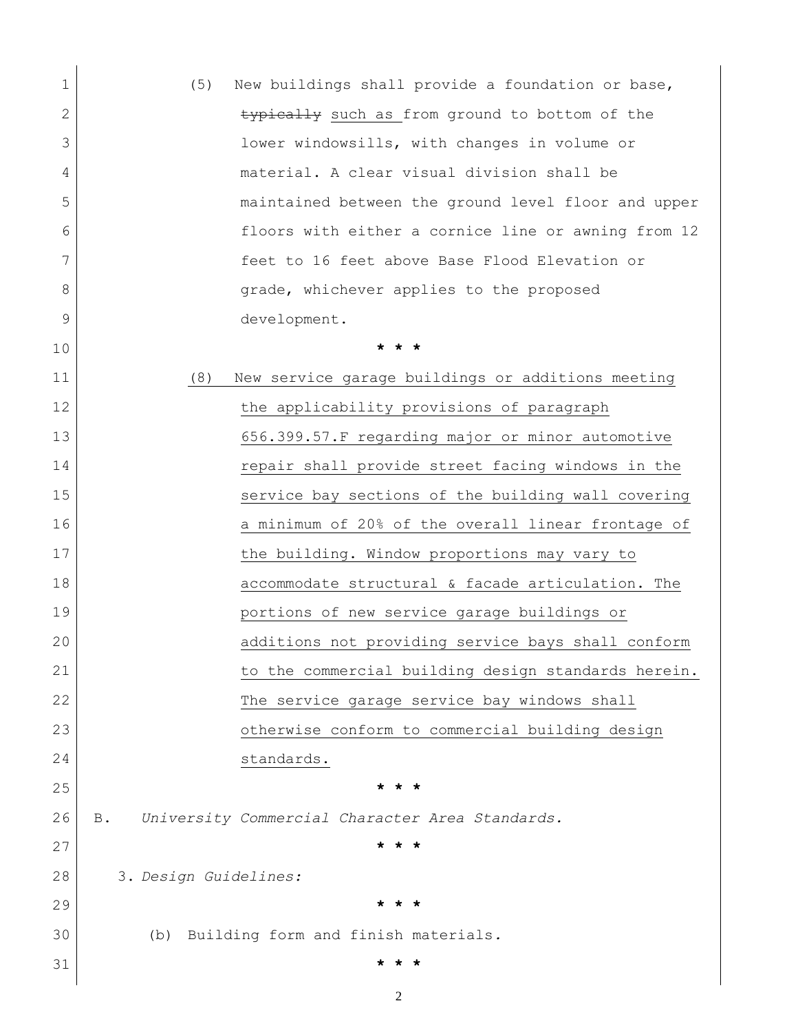(5) New buildings shall provide a foundation or base, ~~typically~~ such as from ground to bottom of the lower windowsills, with changes in volume or material. A clear visual division shall be maintained between the ground level floor and upper floors with either a cornice line or awning from 12 feet to 16 feet above Base Flood Elevation or grade, whichever applies to the proposed development.

\* \* \*

<u>(8) New service garage buildings or additions meeting the applicability provisions of paragraph 656.399.57.F regarding major or minor automotive repair shall provide street facing windows in the service bay sections of the building wall covering a minimum of 20% of the overall linear frontage of the building. Window proportions may vary to accommodate structural & facade articulation. The portions of new service garage buildings or additions not providing service bays shall conform to the commercial building design standards herein. The service garage service bay windows shall otherwise conform to commercial building design standards.</u>

\* \* \*

B. *University Commercial Character Area Standards.*

\* \* \*

3. *Design Guidelines:*

\* \* \*

(b) Building form and finish materials.

\* \* \*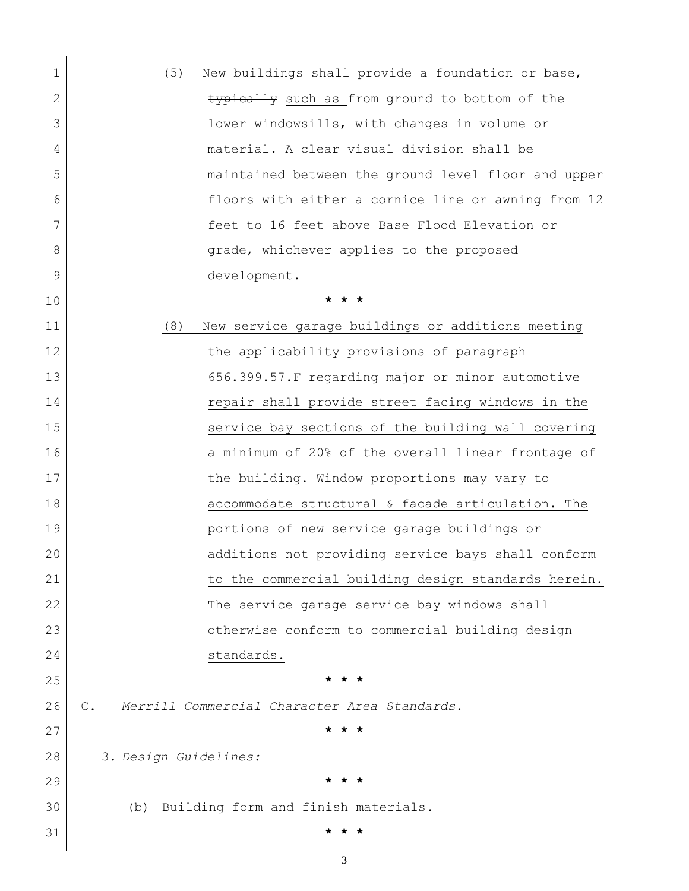(5) New buildings shall provide a foundation or base, ~~typically~~ <u>such as</u> from ground to bottom of the lower windowsills, with changes in volume or material. A clear visual division shall be maintained between the ground level floor and upper floors with either a cornice line or awning from 12 feet to 16 feet above Base Flood Elevation or grade, whichever applies to the proposed development.

\* \* \*

<u>(8) New service garage buildings or additions meeting the applicability provisions of paragraph 656.399.57.F regarding major or minor automotive repair shall provide street facing windows in the service bay sections of the building wall covering a minimum of 20% of the overall linear frontage of the building. Window proportions may vary to accommodate structural & facade articulation. The portions of new service garage buildings or additions not providing service bays shall conform to the commercial building design standards herein. The service garage service bay windows shall otherwise conform to commercial building design standards.</u>

\* \* \*

C. *Merrill Commercial Character Area <u>Standards</u>.*

\* \* \*

3. *Design Guidelines:*

\* \* \*

(b) Building form and finish materials.

\* \* \*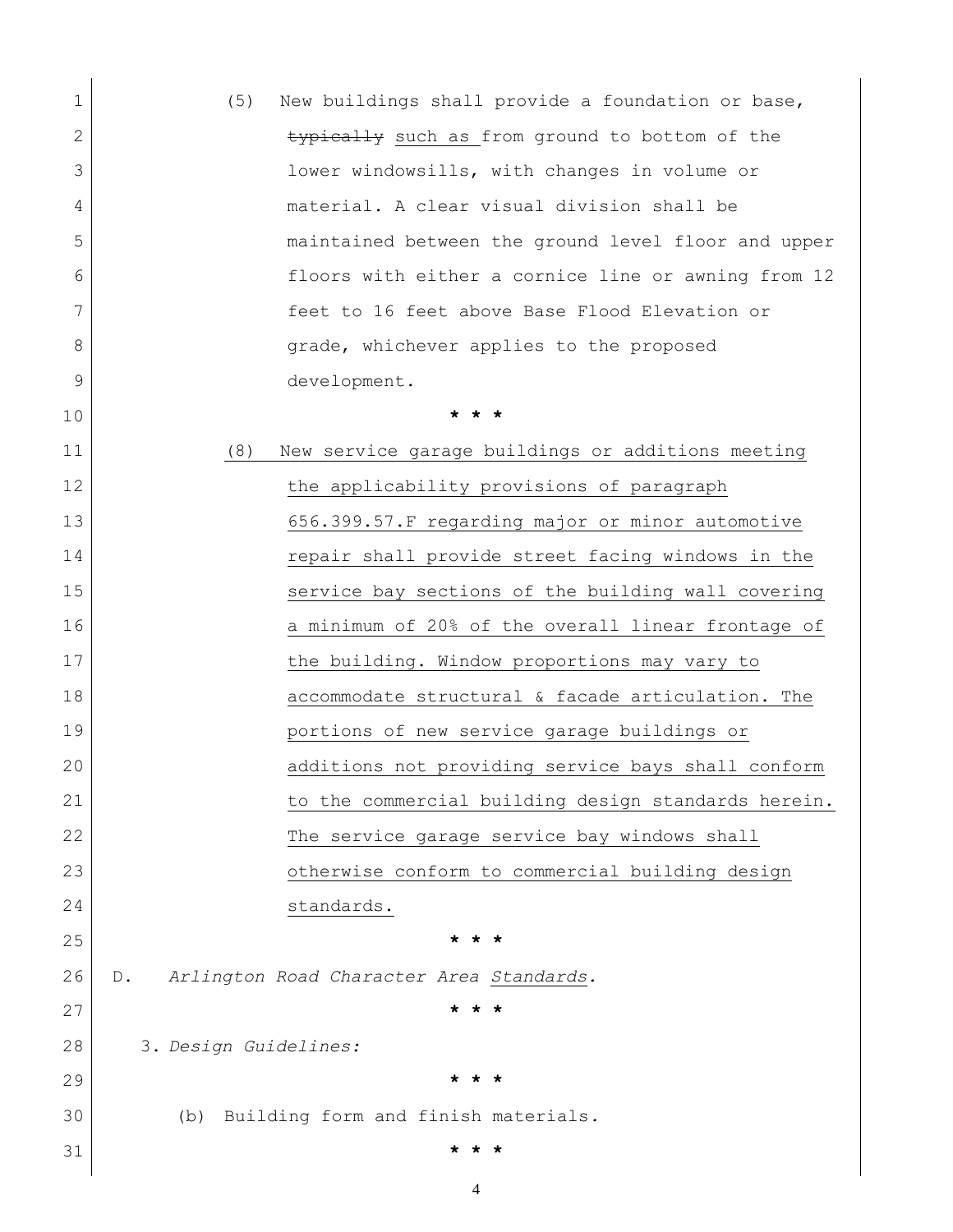(5) New buildings shall provide a foundation or base, ~~typically~~ <u>such as</u> from ground to bottom of the lower windowsills, with changes in volume or material. A clear visual division shall be maintained between the ground level floor and upper floors with either a cornice line or awning from 12 feet to 16 feet above Base Flood Elevation or grade, whichever applies to the proposed development.

\* \* \*

<u>(8) New service garage buildings or additions meeting the applicability provisions of paragraph 656.399.57.F regarding major or minor automotive repair shall provide street facing windows in the service bay sections of the building wall covering a minimum of 20% of the overall linear frontage of the building. Window proportions may vary to accommodate structural & facade articulation. The portions of new service garage buildings or additions not providing service bays shall conform to the commercial building design standards herein. The service garage service bay windows shall otherwise conform to commercial building design standards.</u>

\* \* \*

D. *Arlington Road Character Area <u>Standards</u>.*

\* \* \*

3. *Design Guidelines:*

\* \* \*

(b) Building form and finish materials.

\* \* \*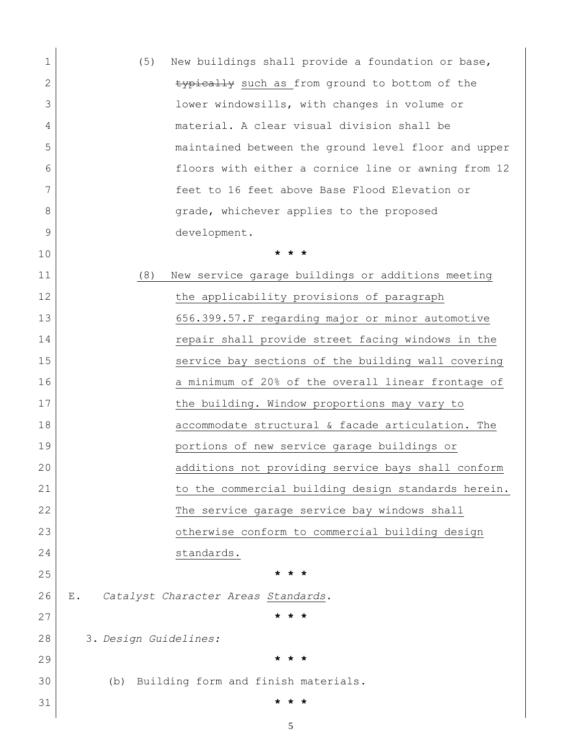(5) New buildings shall provide a foundation or base, ~~typically~~ <u>such as</u> from ground to bottom of the lower windowsills, with changes in volume or material. A clear visual division shall be maintained between the ground level floor and upper floors with either a cornice line or awning from 12 feet to 16 feet above Base Flood Elevation or grade, whichever applies to the proposed development.

\* \* \*

<u>(8) New service garage buildings or additions meeting the applicability provisions of paragraph 656.399.57.F regarding major or minor automotive repair shall provide street facing windows in the service bay sections of the building wall covering a minimum of 20% of the overall linear frontage of the building. Window proportions may vary to accommodate structural & facade articulation. The portions of new service garage buildings or additions not providing service bays shall conform to the commercial building design standards herein. The service garage service bay windows shall otherwise conform to commercial building design standards.</u>

\* \* \*

E. *Catalyst Character Areas <u>Standards</u>.*

\* \* \*

3. *Design Guidelines:*

\* \* \*

(b) Building form and finish materials.

\* \* \*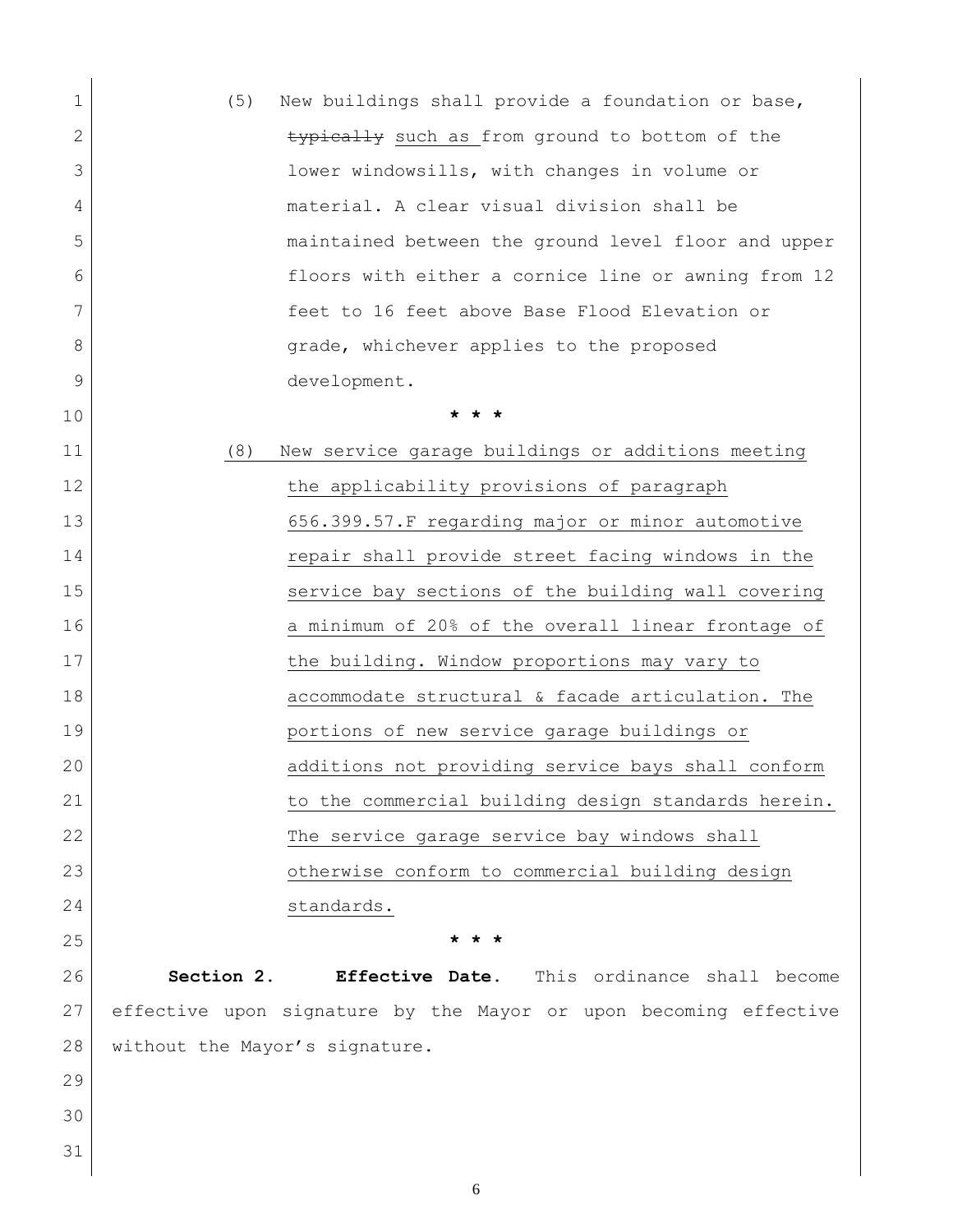(5) New buildings shall provide a foundation or base, ~~typically~~ such as from ground to bottom of the lower windowsills, with changes in volume or material. A clear visual division shall be maintained between the ground level floor and upper floors with either a cornice line or awning from 12 feet to 16 feet above Base Flood Elevation or grade, whichever applies to the proposed development.

\* \* \*

<u>(8) New service garage buildings or additions meeting the applicability provisions of paragraph 656.399.57.F regarding major or minor automotive repair shall provide street facing windows in the service bay sections of the building wall covering a minimum of 20% of the overall linear frontage of the building. Window proportions may vary to accommodate structural & facade articulation. The portions of new service garage buildings or additions not providing service bays shall conform to the commercial building design standards herein. The service garage service bay windows shall otherwise conform to commercial building design standards.</u>

\* \* \*

**Section 2. Effective Date.** This ordinance shall become effective upon signature by the Mayor or upon becoming effective without the Mayor's signature.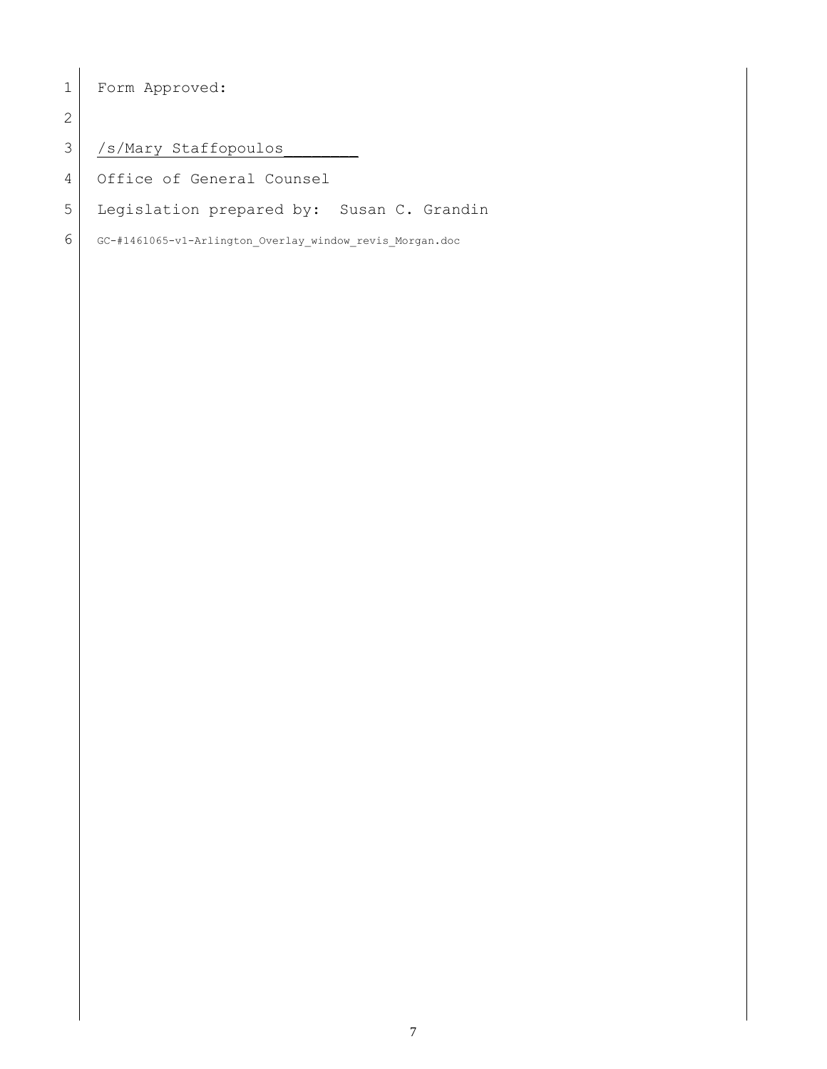Form Approved:

/s/Mary Staffopoulos________

Office of General Counsel

Legislation prepared by: Susan C. Grandin

GC-#1461065-v1-Arlington_Overlay_window_revis_Morgan.doc